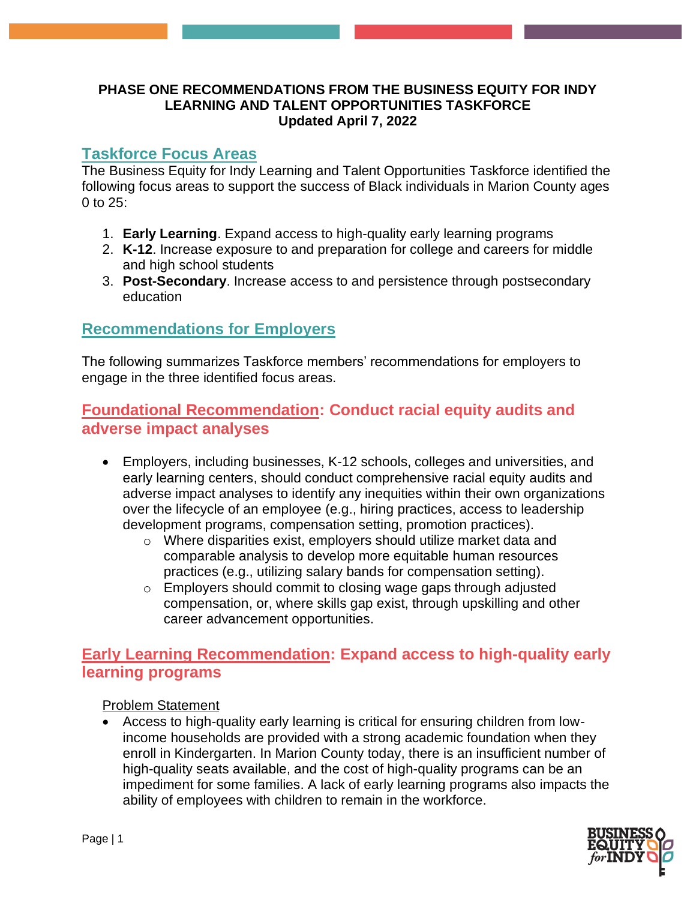**PHASE ONE RECOMMENDATIONS FROM THE BUSINESS EQUITY FOR INDY LEARNING AND TALENT OPPORTUNITIES TASKFORCE**
**Updated April 7, 2022**

## Taskforce Focus Areas

The Business Equity for Indy Learning and Talent Opportunities Taskforce identified the following focus areas to support the success of Black individuals in Marion County ages 0 to 25:

1. **Early Learning**. Expand access to high-quality early learning programs
2. **K-12**. Increase exposure to and preparation for college and careers for middle and high school students
3. **Post-Secondary**. Increase access to and persistence through postsecondary education

## Recommendations for Employers

The following summarizes Taskforce members' recommendations for employers to engage in the three identified focus areas.

## Foundational Recommendation: Conduct racial equity audits and adverse impact analyses

- Employers, including businesses, K-12 schools, colleges and universities, and early learning centers, should conduct comprehensive racial equity audits and adverse impact analyses to identify any inequities within their own organizations over the lifecycle of an employee (e.g., hiring practices, access to leadership development programs, compensation setting, promotion practices).
  - Where disparities exist, employers should utilize market data and comparable analysis to develop more equitable human resources practices (e.g., utilizing salary bands for compensation setting).
  - Employers should commit to closing wage gaps through adjusted compensation, or, where skills gap exist, through upskilling and other career advancement opportunities.

## Early Learning Recommendation: Expand access to high-quality early learning programs

Problem Statement

- Access to high-quality early learning is critical for ensuring children from low-income households are provided with a strong academic foundation when they enroll in Kindergarten. In Marion County today, there is an insufficient number of high-quality seats available, and the cost of high-quality programs can be an impediment for some families. A lack of early learning programs also impacts the ability of employees with children to remain in the workforce.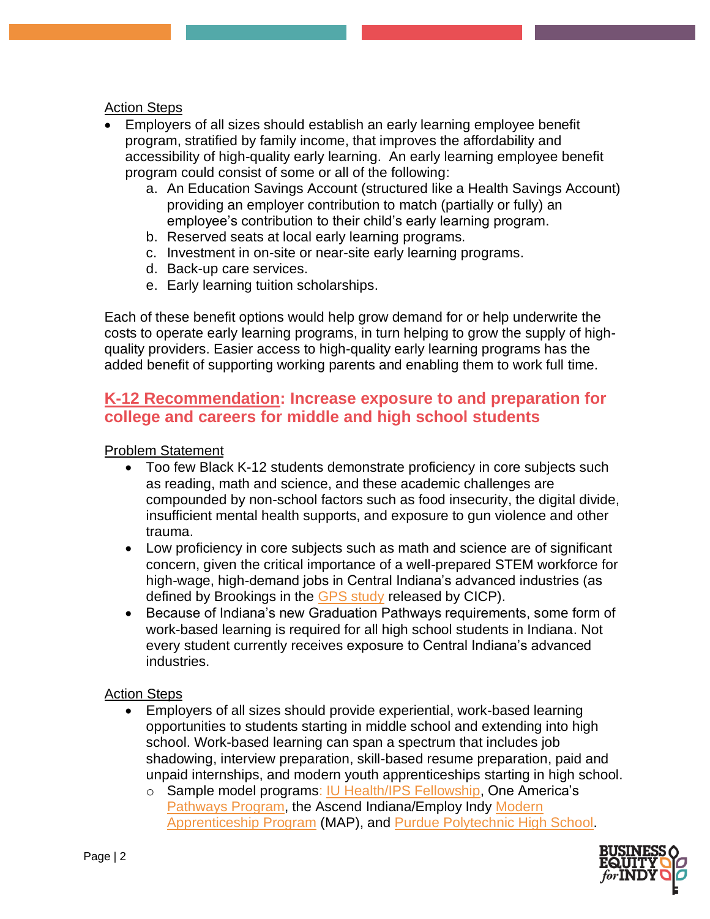Action Steps

- Employers of all sizes should establish an early learning employee benefit program, stratified by family income, that improves the affordability and accessibility of high-quality early learning. An early learning employee benefit program could consist of some or all of the following:
  a. An Education Savings Account (structured like a Health Savings Account) providing an employer contribution to match (partially or fully) an employee's contribution to their child's early learning program.
  b. Reserved seats at local early learning programs.
  c. Investment in on-site or near-site early learning programs.
  d. Back-up care services.
  e. Early learning tuition scholarships.

Each of these benefit options would help grow demand for or help underwrite the costs to operate early learning programs, in turn helping to grow the supply of high-quality providers. Easier access to high-quality early learning programs has the added benefit of supporting working parents and enabling them to work full time.

## K-12 Recommendation: Increase exposure to and preparation for college and careers for middle and high school students

Problem Statement

- Too few Black K-12 students demonstrate proficiency in core subjects such as reading, math and science, and these academic challenges are compounded by non-school factors such as food insecurity, the digital divide, insufficient mental health supports, and exposure to gun violence and other trauma.
- Low proficiency in core subjects such as math and science are of significant concern, given the critical importance of a well-prepared STEM workforce for high-wage, high-demand jobs in Central Indiana's advanced industries (as defined by Brookings in the GPS study released by CICP).
- Because of Indiana's new Graduation Pathways requirements, some form of work-based learning is required for all high school students in Indiana. Not every student currently receives exposure to Central Indiana's advanced industries.

Action Steps

- Employers of all sizes should provide experiential, work-based learning opportunities to students starting in middle school and extending into high school. Work-based learning can span a spectrum that includes job shadowing, interview preparation, skill-based resume preparation, paid and unpaid internships, and modern youth apprenticeships starting in high school.
  - Sample model programs: IU Health/IPS Fellowship, One America's Pathways Program, the Ascend Indiana/Employ Indy Modern Apprenticeship Program (MAP), and Purdue Polytechnic High School.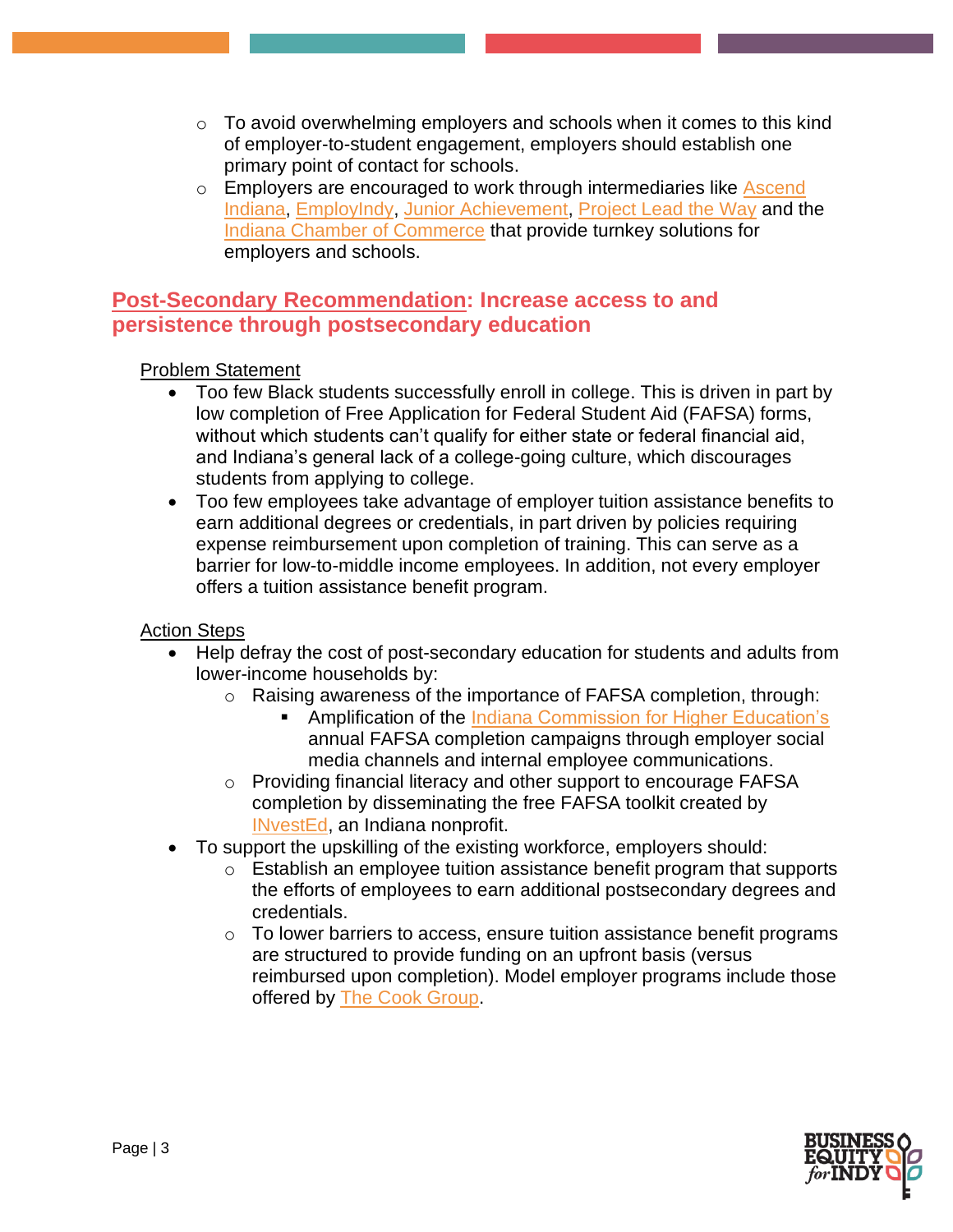- To avoid overwhelming employers and schools when it comes to this kind of employer-to-student engagement, employers should establish one primary point of contact for schools.
  - Employers are encouraged to work through intermediaries like Ascend Indiana, EmployIndy, Junior Achievement, Project Lead the Way and the Indiana Chamber of Commerce that provide turnkey solutions for employers and schools.

## Post-Secondary Recommendation: Increase access to and persistence through postsecondary education

Problem Statement

- Too few Black students successfully enroll in college. This is driven in part by low completion of Free Application for Federal Student Aid (FAFSA) forms, without which students can't qualify for either state or federal financial aid, and Indiana's general lack of a college-going culture, which discourages students from applying to college.
- Too few employees take advantage of employer tuition assistance benefits to earn additional degrees or credentials, in part driven by policies requiring expense reimbursement upon completion of training. This can serve as a barrier for low-to-middle income employees. In addition, not every employer offers a tuition assistance benefit program.

Action Steps

- Help defray the cost of post-secondary education for students and adults from lower-income households by:
  - Raising awareness of the importance of FAFSA completion, through:
    - Amplification of the Indiana Commission for Higher Education's annual FAFSA completion campaigns through employer social media channels and internal employee communications.
  - Providing financial literacy and other support to encourage FAFSA completion by disseminating the free FAFSA toolkit created by INvestEd, an Indiana nonprofit.
- To support the upskilling of the existing workforce, employers should:
  - Establish an employee tuition assistance benefit program that supports the efforts of employees to earn additional postsecondary degrees and credentials.
  - To lower barriers to access, ensure tuition assistance benefit programs are structured to provide funding on an upfront basis (versus reimbursed upon completion). Model employer programs include those offered by The Cook Group.